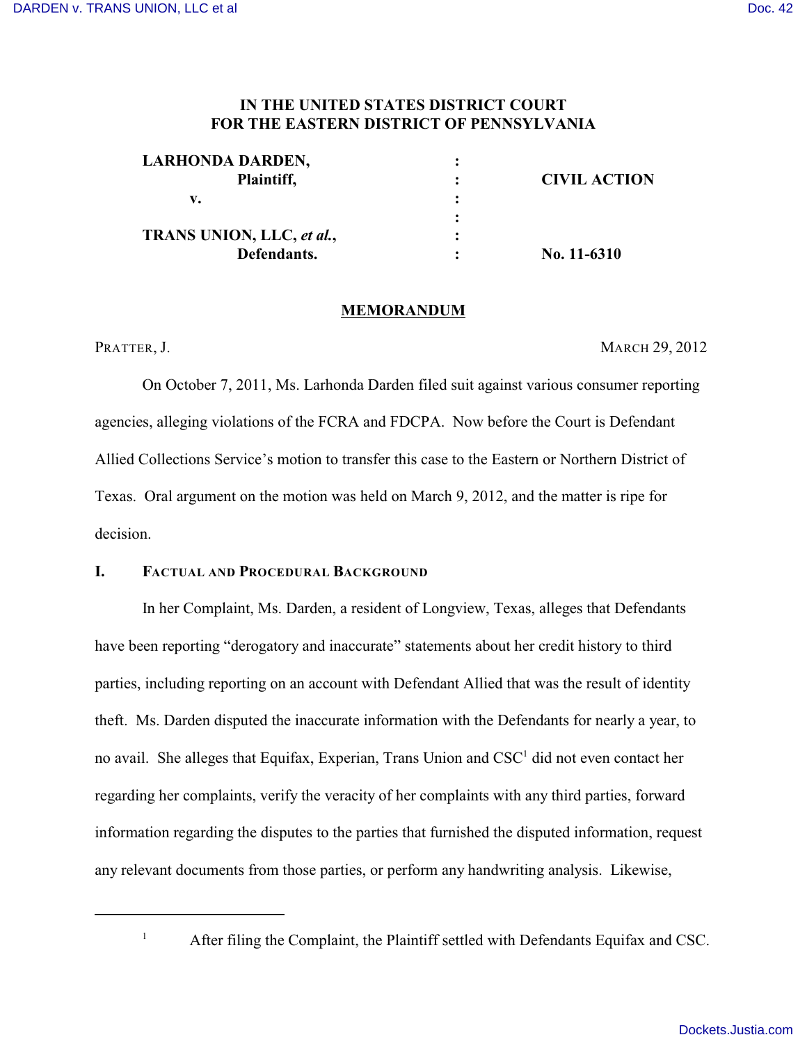IN THE UNITED STATES DISTRICT COURT
FOR THE EASTERN DISTRICT OF PENNSYLVANIA

| | | |
|---|---|---|
| **LARHONDA DARDEN,** | : | |
| **Plaintiff,** | : | **CIVIL ACTION** |
| **v.** | : | |
| | : | |
| **TRANS UNION, LLC, *et al.*,** | : | |
| **Defendants.** | : | **No. 11-6310** |

**MEMORANDUM**

PRATTER, J. MARCH 29, 2012

On October 7, 2011, Ms. Larhonda Darden filed suit against various consumer reporting agencies, alleging violations of the FCRA and FDCPA. Now before the Court is Defendant Allied Collections Service's motion to transfer this case to the Eastern or Northern District of Texas. Oral argument on the motion was held on March 9, 2012, and the matter is ripe for decision.

## I. FACTUAL AND PROCEDURAL BACKGROUND

In her Complaint, Ms. Darden, a resident of Longview, Texas, alleges that Defendants have been reporting "derogatory and inaccurate" statements about her credit history to third parties, including reporting on an account with Defendant Allied that was the result of identity theft. Ms. Darden disputed the inaccurate information with the Defendants for nearly a year, to no avail. She alleges that Equifax, Experian, Trans Union and CSC[1] did not even contact her regarding her complaints, verify the veracity of her complaints with any third parties, forward information regarding the disputes to the parties that furnished the disputed information, request any relevant documents from those parties, or perform any handwriting analysis. Likewise,

[1] After filing the Complaint, the Plaintiff settled with Defendants Equifax and CSC.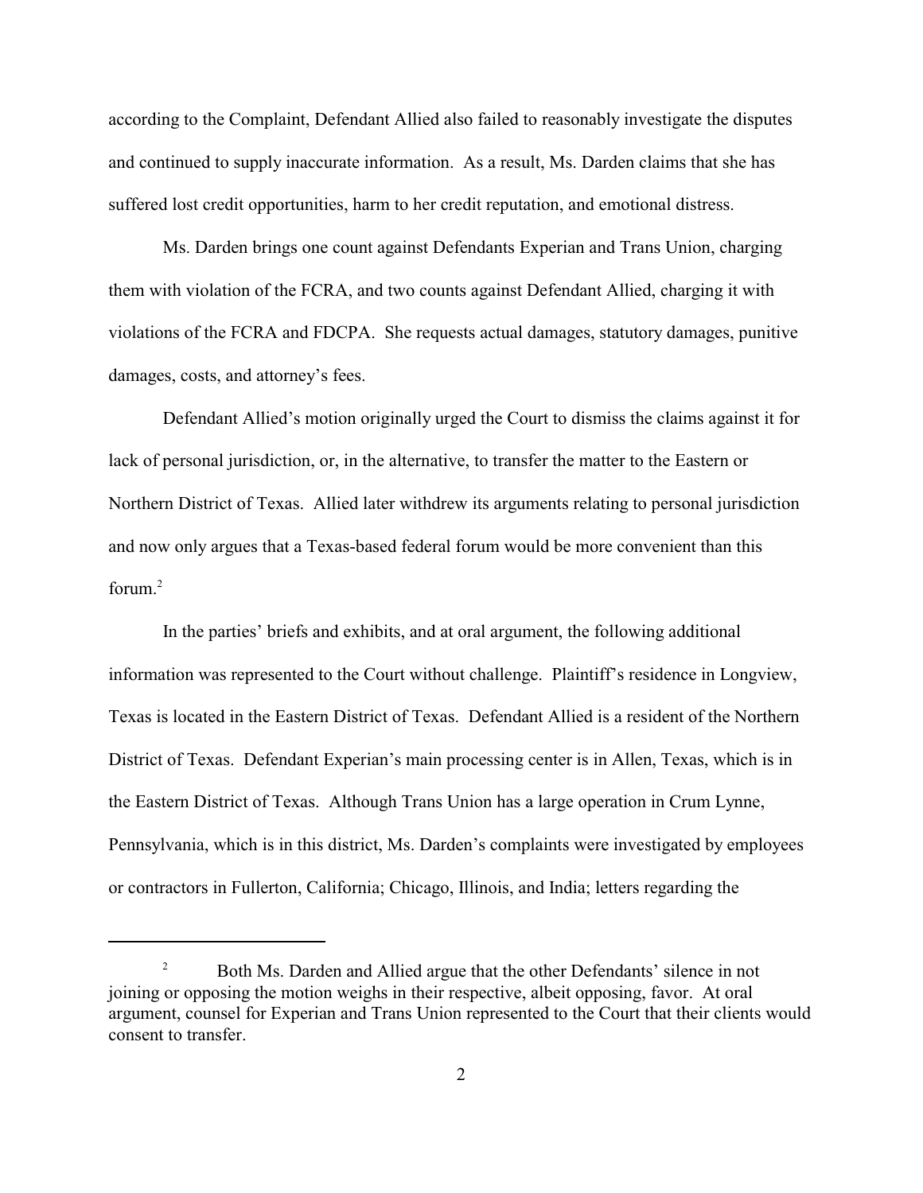according to the Complaint, Defendant Allied also failed to reasonably investigate the disputes and continued to supply inaccurate information. As a result, Ms. Darden claims that she has suffered lost credit opportunities, harm to her credit reputation, and emotional distress.

Ms. Darden brings one count against Defendants Experian and Trans Union, charging them with violation of the FCRA, and two counts against Defendant Allied, charging it with violations of the FCRA and FDCPA. She requests actual damages, statutory damages, punitive damages, costs, and attorney's fees.

Defendant Allied's motion originally urged the Court to dismiss the claims against it for lack of personal jurisdiction, or, in the alternative, to transfer the matter to the Eastern or Northern District of Texas. Allied later withdrew its arguments relating to personal jurisdiction and now only argues that a Texas-based federal forum would be more convenient than this forum.[2]

In the parties' briefs and exhibits, and at oral argument, the following additional information was represented to the Court without challenge. Plaintiff's residence in Longview, Texas is located in the Eastern District of Texas. Defendant Allied is a resident of the Northern District of Texas. Defendant Experian's main processing center is in Allen, Texas, which is in the Eastern District of Texas. Although Trans Union has a large operation in Crum Lynne, Pennsylvania, which is in this district, Ms. Darden's complaints were investigated by employees or contractors in Fullerton, California; Chicago, Illinois, and India; letters regarding the

---

[2] Both Ms. Darden and Allied argue that the other Defendants' silence in not joining or opposing the motion weighs in their respective, albeit opposing, favor. At oral argument, counsel for Experian and Trans Union represented to the Court that their clients would consent to transfer.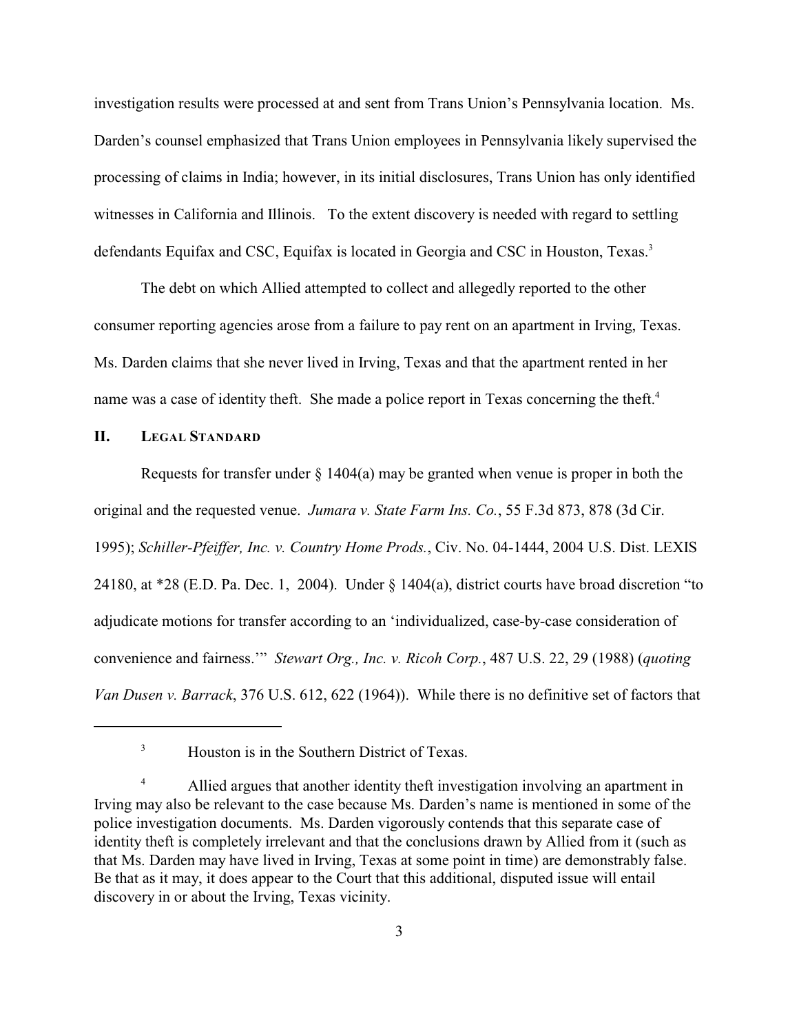investigation results were processed at and sent from Trans Union's Pennsylvania location. Ms. Darden's counsel emphasized that Trans Union employees in Pennsylvania likely supervised the processing of claims in India; however, in its initial disclosures, Trans Union has only identified witnesses in California and Illinois. To the extent discovery is needed with regard to settling defendants Equifax and CSC, Equifax is located in Georgia and CSC in Houston, Texas.[3]

The debt on which Allied attempted to collect and allegedly reported to the other consumer reporting agencies arose from a failure to pay rent on an apartment in Irving, Texas. Ms. Darden claims that she never lived in Irving, Texas and that the apartment rented in her name was a case of identity theft. She made a police report in Texas concerning the theft.[4]

## II. LEGAL STANDARD

Requests for transfer under § 1404(a) may be granted when venue is proper in both the original and the requested venue. *Jumara v. State Farm Ins. Co.*, 55 F.3d 873, 878 (3d Cir. 1995); *Schiller-Pfeiffer, Inc. v. Country Home Prods.*, Civ. No. 04-1444, 2004 U.S. Dist. LEXIS 24180, at *28 (E.D. Pa. Dec. 1, 2004). Under § 1404(a), district courts have broad discretion "to adjudicate motions for transfer according to an 'individualized, case-by-case consideration of convenience and fairness.'" *Stewart Org., Inc. v. Ricoh Corp.*, 487 U.S. 22, 29 (1988) (*quoting Van Dusen v. Barrack*, 376 U.S. 612, 622 (1964)). While there is no definitive set of factors that

---

[3] Houston is in the Southern District of Texas.

[4] Allied argues that another identity theft investigation involving an apartment in Irving may also be relevant to the case because Ms. Darden's name is mentioned in some of the police investigation documents. Ms. Darden vigorously contends that this separate case of identity theft is completely irrelevant and that the conclusions drawn by Allied from it (such as that Ms. Darden may have lived in Irving, Texas at some point in time) are demonstrably false. Be that as it may, it does appear to the Court that this additional, disputed issue will entail discovery in or about the Irving, Texas vicinity.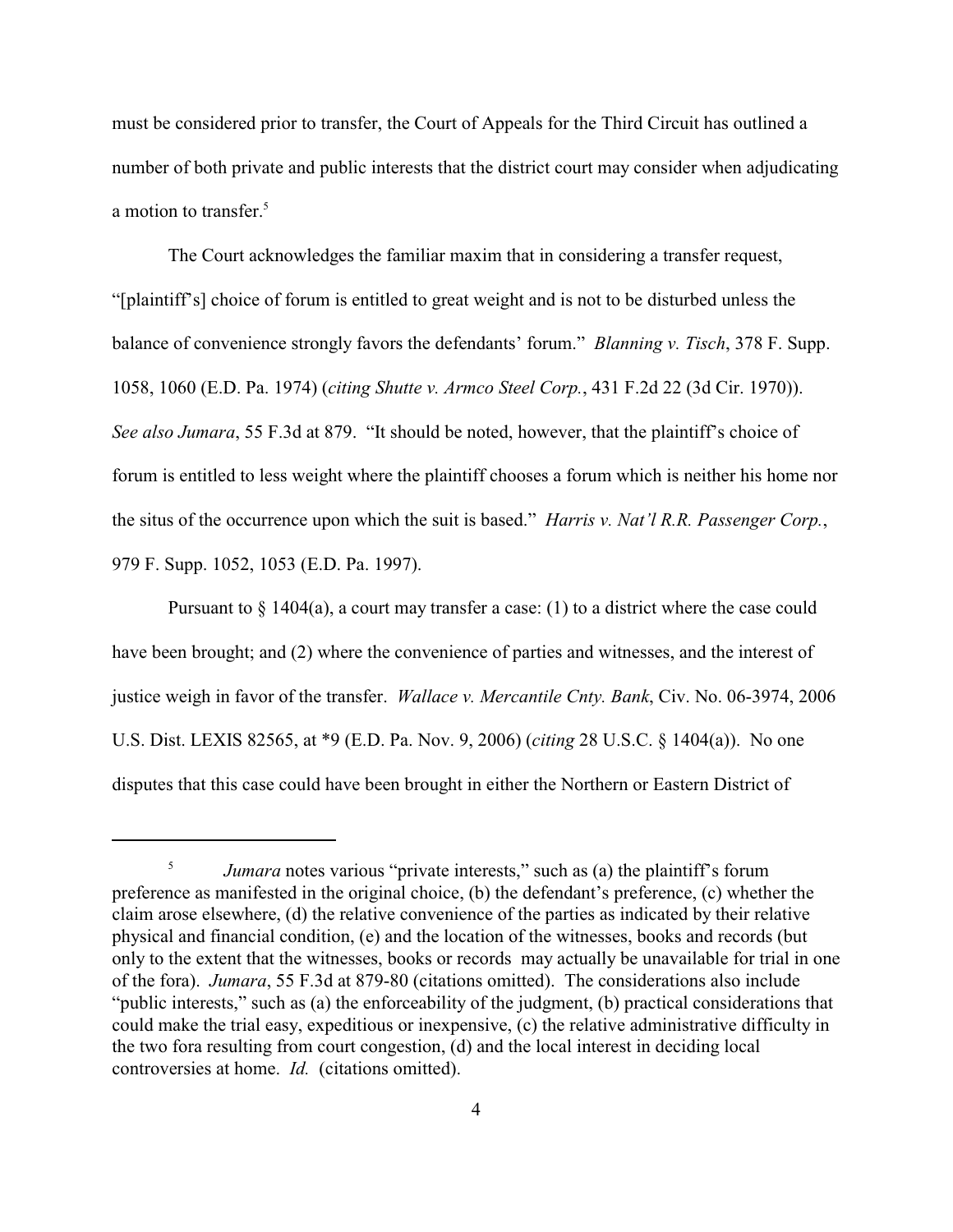must be considered prior to transfer, the Court of Appeals for the Third Circuit has outlined a number of both private and public interests that the district court may consider when adjudicating a motion to transfer.[5]

The Court acknowledges the familiar maxim that in considering a transfer request, "[plaintiff's] choice of forum is entitled to great weight and is not to be disturbed unless the balance of convenience strongly favors the defendants' forum." *Blanning v. Tisch*, 378 F. Supp. 1058, 1060 (E.D. Pa. 1974) (*citing Shutte v. Armco Steel Corp.*, 431 F.2d 22 (3d Cir. 1970)). *See also Jumara*, 55 F.3d at 879. "It should be noted, however, that the plaintiff's choice of forum is entitled to less weight where the plaintiff chooses a forum which is neither his home nor the situs of the occurrence upon which the suit is based." *Harris v. Nat'l R.R. Passenger Corp.*, 979 F. Supp. 1052, 1053 (E.D. Pa. 1997).

Pursuant to § 1404(a), a court may transfer a case: (1) to a district where the case could have been brought; and (2) where the convenience of parties and witnesses, and the interest of justice weigh in favor of the transfer. *Wallace v. Mercantile Cnty. Bank*, Civ. No. 06-3974, 2006 U.S. Dist. LEXIS 82565, at *9 (E.D. Pa. Nov. 9, 2006) (*citing* 28 U.S.C. § 1404(a)). No one disputes that this case could have been brought in either the Northern or Eastern District of

---

[5] *Jumara* notes various "private interests," such as (a) the plaintiff's forum preference as manifested in the original choice, (b) the defendant's preference, (c) whether the claim arose elsewhere, (d) the relative convenience of the parties as indicated by their relative physical and financial condition, (e) and the location of the witnesses, books and records (but only to the extent that the witnesses, books or records may actually be unavailable for trial in one of the fora). *Jumara*, 55 F.3d at 879-80 (citations omitted). The considerations also include "public interests," such as (a) the enforceability of the judgment, (b) practical considerations that could make the trial easy, expeditious or inexpensive, (c) the relative administrative difficulty in the two fora resulting from court congestion, (d) and the local interest in deciding local controversies at home. *Id.* (citations omitted).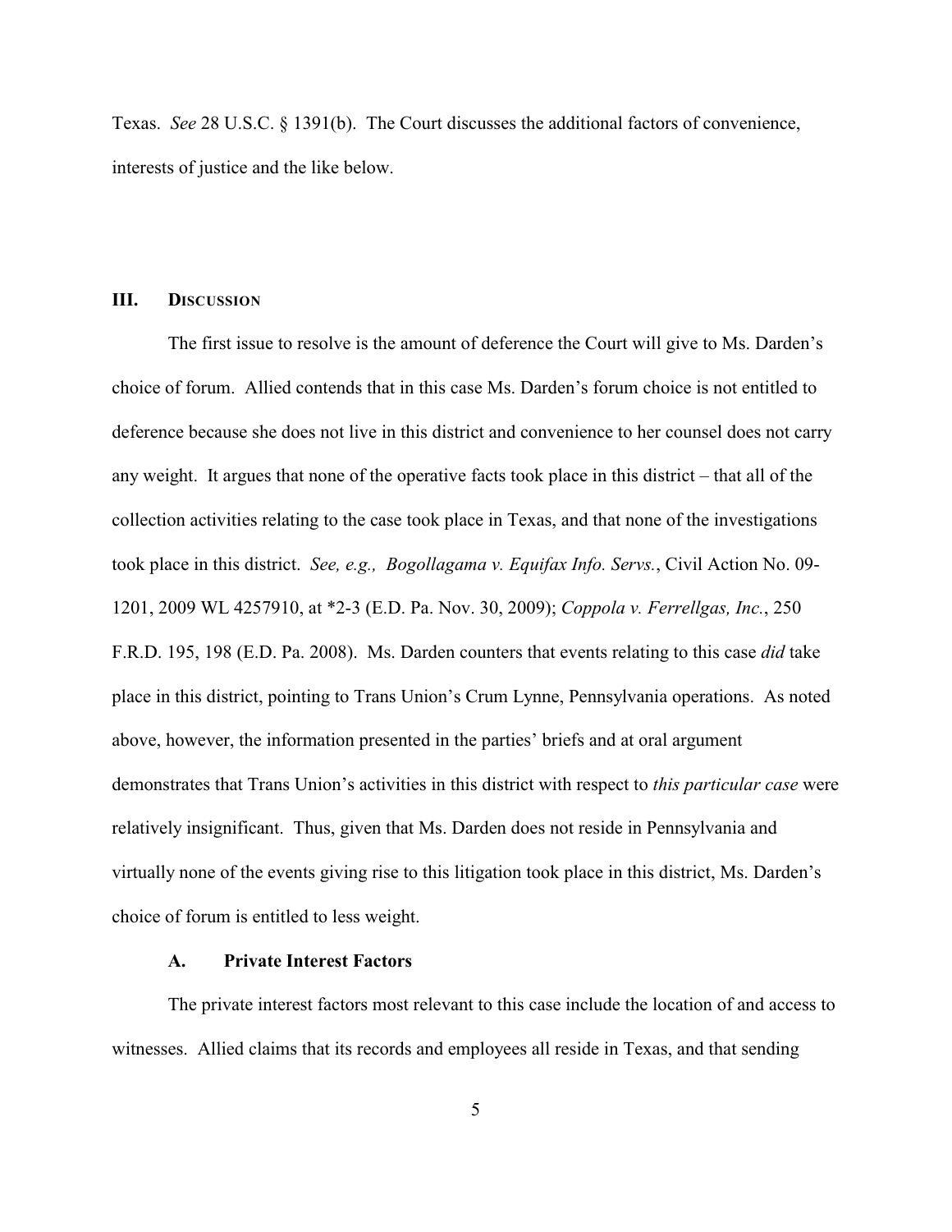Texas. *See* 28 U.S.C. § 1391(b). The Court discusses the additional factors of convenience, interests of justice and the like below.

## III. Discussion

The first issue to resolve is the amount of deference the Court will give to Ms. Darden's choice of forum. Allied contends that in this case Ms. Darden's forum choice is not entitled to deference because she does not live in this district and convenience to her counsel does not carry any weight. It argues that none of the operative facts took place in this district – that all of the collection activities relating to the case took place in Texas, and that none of the investigations took place in this district. *See, e.g., Bogollagama v. Equifax Info. Servs.*, Civil Action No. 09-1201, 2009 WL 4257910, at *2-3 (E.D. Pa. Nov. 30, 2009); *Coppola v. Ferrellgas, Inc.*, 250 F.R.D. 195, 198 (E.D. Pa. 2008). Ms. Darden counters that events relating to this case *did* take place in this district, pointing to Trans Union's Crum Lynne, Pennsylvania operations. As noted above, however, the information presented in the parties' briefs and at oral argument demonstrates that Trans Union's activities in this district with respect to *this particular case* were relatively insignificant. Thus, given that Ms. Darden does not reside in Pennsylvania and virtually none of the events giving rise to this litigation took place in this district, Ms. Darden's choice of forum is entitled to less weight.

### A. Private Interest Factors

The private interest factors most relevant to this case include the location of and access to witnesses. Allied claims that its records and employees all reside in Texas, and that sending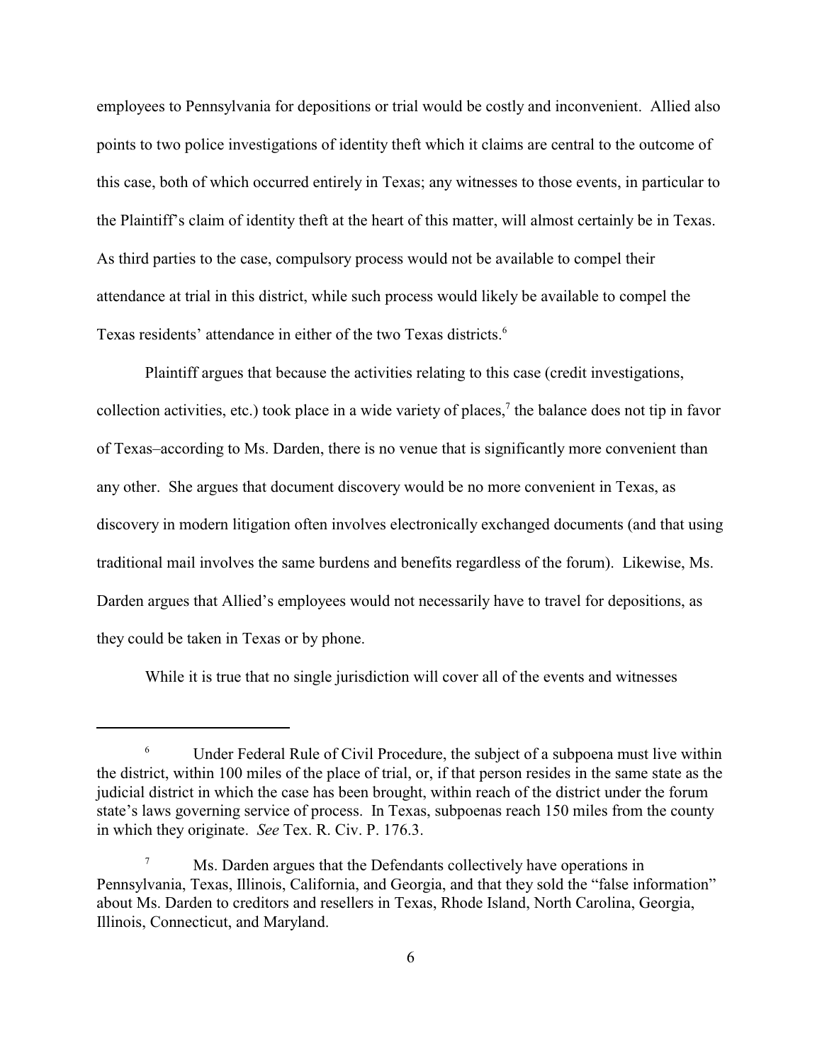employees to Pennsylvania for depositions or trial would be costly and inconvenient. Allied also points to two police investigations of identity theft which it claims are central to the outcome of this case, both of which occurred entirely in Texas; any witnesses to those events, in particular to the Plaintiff's claim of identity theft at the heart of this matter, will almost certainly be in Texas. As third parties to the case, compulsory process would not be available to compel their attendance at trial in this district, while such process would likely be available to compel the Texas residents' attendance in either of the two Texas districts.[6]

Plaintiff argues that because the activities relating to this case (credit investigations, collection activities, etc.) took place in a wide variety of places,[7] the balance does not tip in favor of Texas–according to Ms. Darden, there is no venue that is significantly more convenient than any other. She argues that document discovery would be no more convenient in Texas, as discovery in modern litigation often involves electronically exchanged documents (and that using traditional mail involves the same burdens and benefits regardless of the forum). Likewise, Ms. Darden argues that Allied's employees would not necessarily have to travel for depositions, as they could be taken in Texas or by phone.

While it is true that no single jurisdiction will cover all of the events and witnesses

---

[6] Under Federal Rule of Civil Procedure, the subject of a subpoena must live within the district, within 100 miles of the place of trial, or, if that person resides in the same state as the judicial district in which the case has been brought, within reach of the district under the forum state's laws governing service of process. In Texas, subpoenas reach 150 miles from the county in which they originate. *See* Tex. R. Civ. P. 176.3.

[7] Ms. Darden argues that the Defendants collectively have operations in Pennsylvania, Texas, Illinois, California, and Georgia, and that they sold the "false information" about Ms. Darden to creditors and resellers in Texas, Rhode Island, North Carolina, Georgia, Illinois, Connecticut, and Maryland.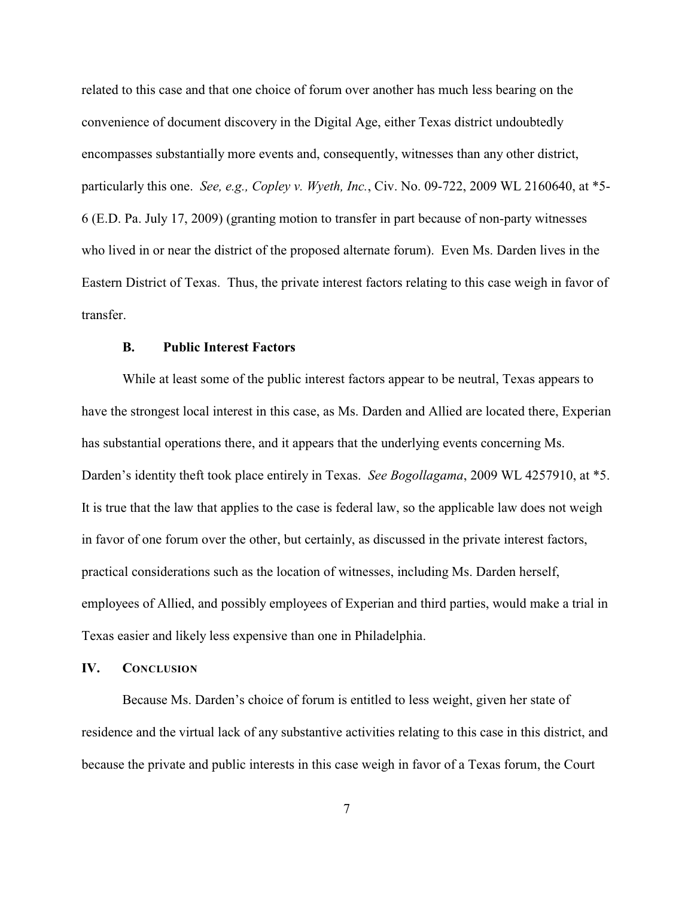related to this case and that one choice of forum over another has much less bearing on the convenience of document discovery in the Digital Age, either Texas district undoubtedly encompasses substantially more events and, consequently, witnesses than any other district, particularly this one. *See, e.g., Copley v. Wyeth, Inc.*, Civ. No. 09-722, 2009 WL 2160640, at *5-6 (E.D. Pa. July 17, 2009) (granting motion to transfer in part because of non-party witnesses who lived in or near the district of the proposed alternate forum). Even Ms. Darden lives in the Eastern District of Texas. Thus, the private interest factors relating to this case weigh in favor of transfer.

### B. Public Interest Factors

While at least some of the public interest factors appear to be neutral, Texas appears to have the strongest local interest in this case, as Ms. Darden and Allied are located there, Experian has substantial operations there, and it appears that the underlying events concerning Ms. Darden's identity theft took place entirely in Texas. *See Bogollagama*, 2009 WL 4257910, at *5. It is true that the law that applies to the case is federal law, so the applicable law does not weigh in favor of one forum over the other, but certainly, as discussed in the private interest factors, practical considerations such as the location of witnesses, including Ms. Darden herself, employees of Allied, and possibly employees of Experian and third parties, would make a trial in Texas easier and likely less expensive than one in Philadelphia.

## IV. Conclusion

Because Ms. Darden's choice of forum is entitled to less weight, given her state of residence and the virtual lack of any substantive activities relating to this case in this district, and because the private and public interests in this case weigh in favor of a Texas forum, the Court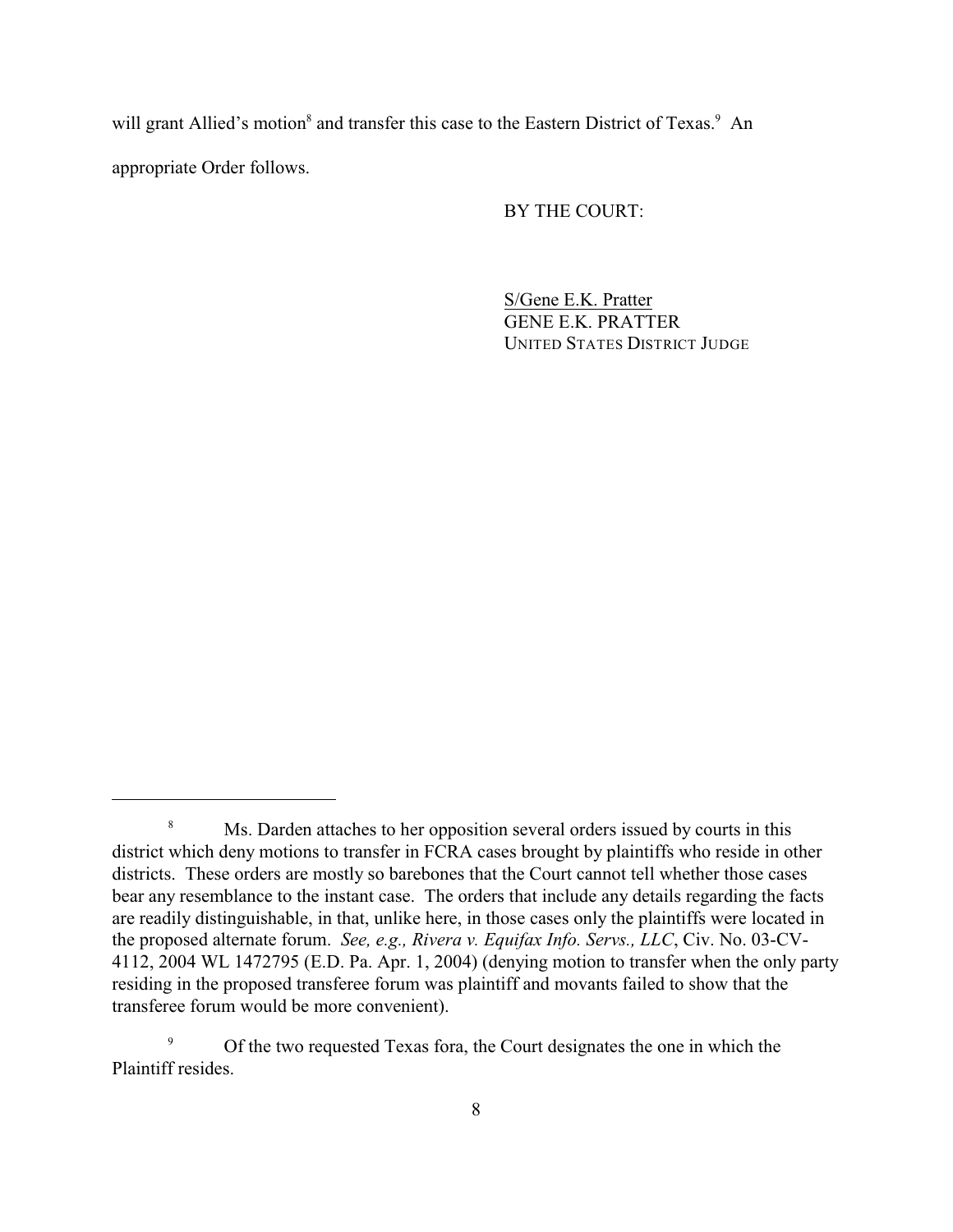will grant Allied's motion[8] and transfer this case to the Eastern District of Texas.[9] An appropriate Order follows.

BY THE COURT:

S/Gene E.K. Pratter
GENE E.K. PRATTER
UNITED STATES DISTRICT JUDGE

---

[8] Ms. Darden attaches to her opposition several orders issued by courts in this district which deny motions to transfer in FCRA cases brought by plaintiffs who reside in other districts. These orders are mostly so barebones that the Court cannot tell whether those cases bear any resemblance to the instant case. The orders that include any details regarding the facts are readily distinguishable, in that, unlike here, in those cases only the plaintiffs were located in the proposed alternate forum. *See, e.g., Rivera v. Equifax Info. Servs., LLC*, Civ. No. 03-CV-4112, 2004 WL 1472795 (E.D. Pa. Apr. 1, 2004) (denying motion to transfer when the only party residing in the proposed transferee forum was plaintiff and movants failed to show that the transferee forum would be more convenient).

[9] Of the two requested Texas fora, the Court designates the one in which the Plaintiff resides.